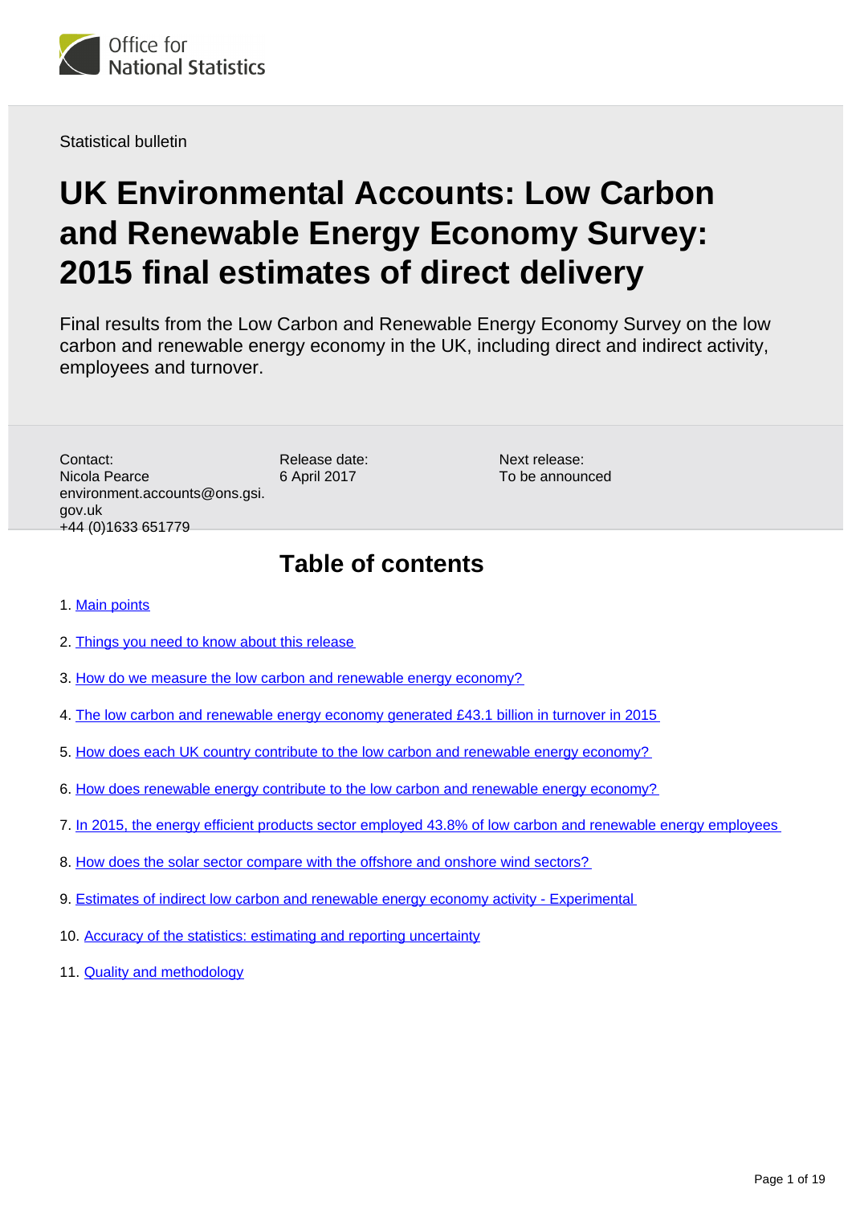Office for National Statistics

Statistical bulletin

# UK Environmental Accounts: Low Carbon and Renewable Energy Economy Survey: 2015 final estimates of direct delivery

Final results from the Low Carbon and Renewable Energy Economy Survey on the low carbon and renewable energy economy in the UK, including direct and indirect activity, employees and turnover.

Contact:
Nicola Pearce
environment.accounts@ons.gsi.gov.uk
+44 (0)1633 651779

Release date:
6 April 2017

Next release:
To be announced

## Table of contents

1. Main points
2. Things you need to know about this release
3. How do we measure the low carbon and renewable energy economy?
4. The low carbon and renewable energy economy generated £43.1 billion in turnover in 2015
5. How does each UK country contribute to the low carbon and renewable energy economy?
6. How does renewable energy contribute to the low carbon and renewable energy economy?
7. In 2015, the energy efficient products sector employed 43.8% of low carbon and renewable energy employees
8. How does the solar sector compare with the offshore and onshore wind sectors?
9. Estimates of indirect low carbon and renewable energy economy activity - Experimental
10. Accuracy of the statistics: estimating and reporting uncertainty
11. Quality and methodology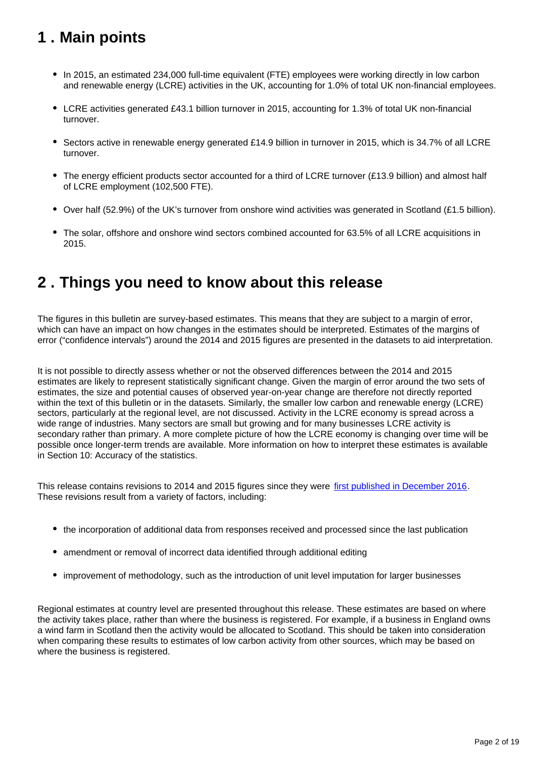## 1 . Main points

- In 2015, an estimated 234,000 full-time equivalent (FTE) employees were working directly in low carbon and renewable energy (LCRE) activities in the UK, accounting for 1.0% of total UK non-financial employees.
- LCRE activities generated £43.1 billion turnover in 2015, accounting for 1.3% of total UK non-financial turnover.
- Sectors active in renewable energy generated £14.9 billion in turnover in 2015, which is 34.7% of all LCRE turnover.
- The energy efficient products sector accounted for a third of LCRE turnover (£13.9 billion) and almost half of LCRE employment (102,500 FTE).
- Over half (52.9%) of the UK's turnover from onshore wind activities was generated in Scotland (£1.5 billion).
- The solar, offshore and onshore wind sectors combined accounted for 63.5% of all LCRE acquisitions in 2015.

## 2 . Things you need to know about this release

The figures in this bulletin are survey-based estimates. This means that they are subject to a margin of error, which can have an impact on how changes in the estimates should be interpreted. Estimates of the margins of error ("confidence intervals") around the 2014 and 2015 figures are presented in the datasets to aid interpretation.

It is not possible to directly assess whether or not the observed differences between the 2014 and 2015 estimates are likely to represent statistically significant change. Given the margin of error around the two sets of estimates, the size and potential causes of observed year-on-year change are therefore not directly reported within the text of this bulletin or in the datasets. Similarly, the smaller low carbon and renewable energy (LCRE) sectors, particularly at the regional level, are not discussed. Activity in the LCRE economy is spread across a wide range of industries. Many sectors are small but growing and for many businesses LCRE activity is secondary rather than primary. A more complete picture of how the LCRE economy is changing over time will be possible once longer-term trends are available. More information on how to interpret these estimates is available in Section 10: Accuracy of the statistics.

This release contains revisions to 2014 and 2015 figures since they were [first published in December 2016](). These revisions result from a variety of factors, including:

- the incorporation of additional data from responses received and processed since the last publication
- amendment or removal of incorrect data identified through additional editing
- improvement of methodology, such as the introduction of unit level imputation for larger businesses

Regional estimates at country level are presented throughout this release. These estimates are based on where the activity takes place, rather than where the business is registered. For example, if a business in England owns a wind farm in Scotland then the activity would be allocated to Scotland. This should be taken into consideration when comparing these results to estimates of low carbon activity from other sources, which may be based on where the business is registered.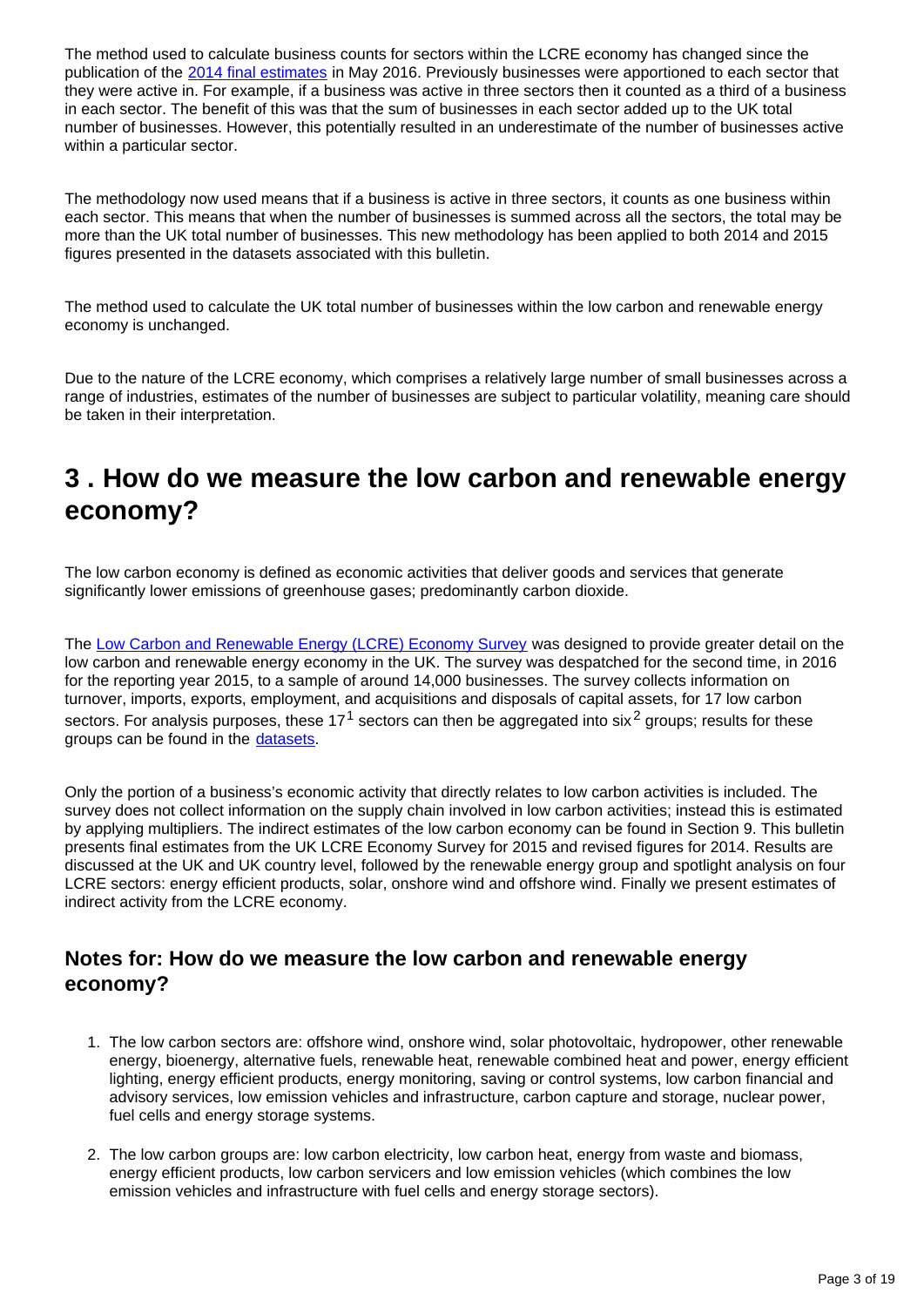The method used to calculate business counts for sectors within the LCRE economy has changed since the publication of the 2014 final estimates in May 2016. Previously businesses were apportioned to each sector that they were active in. For example, if a business was active in three sectors then it counted as a third of a business in each sector. The benefit of this was that the sum of businesses in each sector added up to the UK total number of businesses. However, this potentially resulted in an underestimate of the number of businesses active within a particular sector.

The methodology now used means that if a business is active in three sectors, it counts as one business within each sector. This means that when the number of businesses is summed across all the sectors, the total may be more than the UK total number of businesses. This new methodology has been applied to both 2014 and 2015 figures presented in the datasets associated with this bulletin.

The method used to calculate the UK total number of businesses within the low carbon and renewable energy economy is unchanged.

Due to the nature of the LCRE economy, which comprises a relatively large number of small businesses across a range of industries, estimates of the number of businesses are subject to particular volatility, meaning care should be taken in their interpretation.

# 3 . How do we measure the low carbon and renewable energy economy?

The low carbon economy is defined as economic activities that deliver goods and services that generate significantly lower emissions of greenhouse gases; predominantly carbon dioxide.

The Low Carbon and Renewable Energy (LCRE) Economy Survey was designed to provide greater detail on the low carbon and renewable energy economy in the UK. The survey was despatched for the second time, in 2016 for the reporting year 2015, to a sample of around 14,000 businesses. The survey collects information on turnover, imports, exports, employment, and acquisitions and disposals of capital assets, for 17 low carbon sectors. For analysis purposes, these 17[1] sectors can then be aggregated into six[2] groups; results for these groups can be found in the datasets.

Only the portion of a business's economic activity that directly relates to low carbon activities is included. The survey does not collect information on the supply chain involved in low carbon activities; instead this is estimated by applying multipliers. The indirect estimates of the low carbon economy can be found in Section 9. This bulletin presents final estimates from the UK LCRE Economy Survey for 2015 and revised figures for 2014. Results are discussed at the UK and UK country level, followed by the renewable energy group and spotlight analysis on four LCRE sectors: energy efficient products, solar, onshore wind and offshore wind. Finally we present estimates of indirect activity from the LCRE economy.

## Notes for: How do we measure the low carbon and renewable energy economy?

1. The low carbon sectors are: offshore wind, onshore wind, solar photovoltaic, hydropower, other renewable energy, bioenergy, alternative fuels, renewable heat, renewable combined heat and power, energy efficient lighting, energy efficient products, energy monitoring, saving or control systems, low carbon financial and advisory services, low emission vehicles and infrastructure, carbon capture and storage, nuclear power, fuel cells and energy storage systems.

2. The low carbon groups are: low carbon electricity, low carbon heat, energy from waste and biomass, energy efficient products, low carbon servicers and low emission vehicles (which combines the low emission vehicles and infrastructure with fuel cells and energy storage sectors).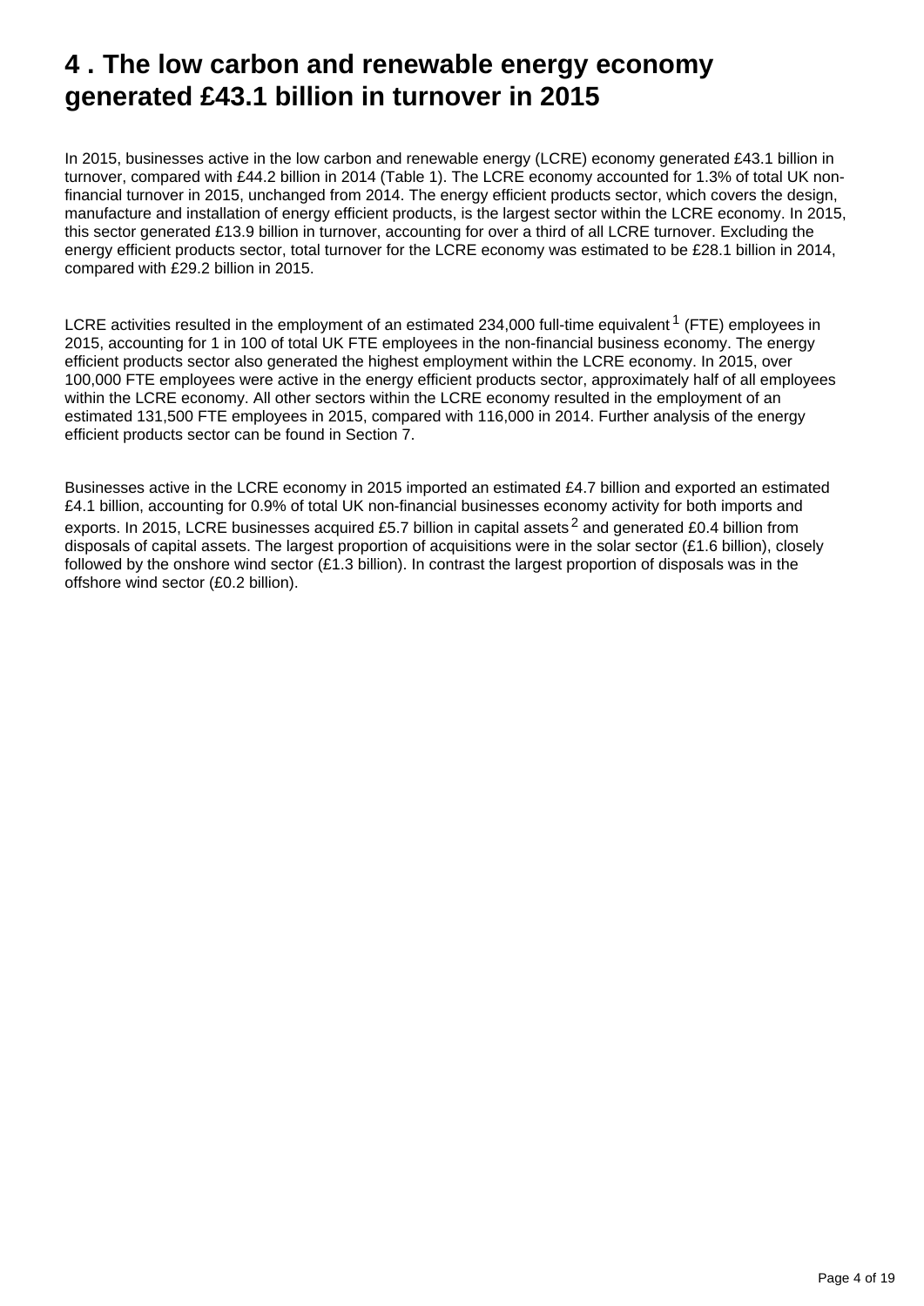# 4 . The low carbon and renewable energy economy generated £43.1 billion in turnover in 2015

In 2015, businesses active in the low carbon and renewable energy (LCRE) economy generated £43.1 billion in turnover, compared with £44.2 billion in 2014 (Table 1). The LCRE economy accounted for 1.3% of total UK non-financial turnover in 2015, unchanged from 2014. The energy efficient products sector, which covers the design, manufacture and installation of energy efficient products, is the largest sector within the LCRE economy. In 2015, this sector generated £13.9 billion in turnover, accounting for over a third of all LCRE turnover. Excluding the energy efficient products sector, total turnover for the LCRE economy was estimated to be £28.1 billion in 2014, compared with £29.2 billion in 2015.

LCRE activities resulted in the employment of an estimated 234,000 full-time equivalent [1] (FTE) employees in 2015, accounting for 1 in 100 of total UK FTE employees in the non-financial business economy. The energy efficient products sector also generated the highest employment within the LCRE economy. In 2015, over 100,000 FTE employees were active in the energy efficient products sector, approximately half of all employees within the LCRE economy. All other sectors within the LCRE economy resulted in the employment of an estimated 131,500 FTE employees in 2015, compared with 116,000 in 2014. Further analysis of the energy efficient products sector can be found in Section 7.

Businesses active in the LCRE economy in 2015 imported an estimated £4.7 billion and exported an estimated £4.1 billion, accounting for 0.9% of total UK non-financial businesses economy activity for both imports and exports. In 2015, LCRE businesses acquired £5.7 billion in capital assets [2] and generated £0.4 billion from disposals of capital assets. The largest proportion of acquisitions were in the solar sector (£1.6 billion), closely followed by the onshore wind sector (£1.3 billion). In contrast the largest proportion of disposals was in the offshore wind sector (£0.2 billion).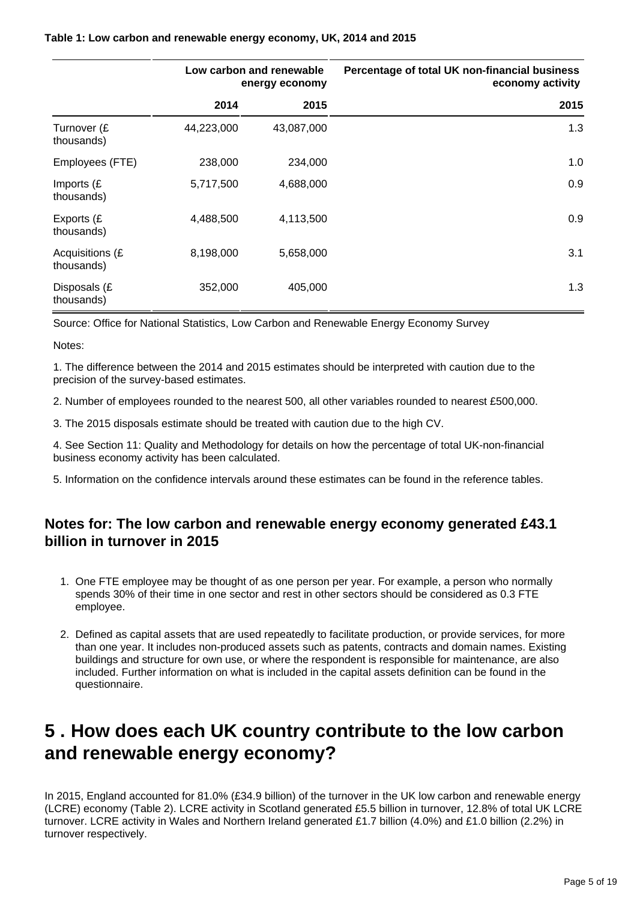**Table 1: Low carbon and renewable energy economy, UK, 2014 and 2015**

| | Low carbon and renewable energy economy | | Percentage of total UK non-financial business economy activity |
|---|---|---|---|
| | 2014 | 2015 | 2015 |
| Turnover (£ thousands) | 44,223,000 | 43,087,000 | 1.3 |
| Employees (FTE) | 238,000 | 234,000 | 1.0 |
| Imports (£ thousands) | 5,717,500 | 4,688,000 | 0.9 |
| Exports (£ thousands) | 4,488,500 | 4,113,500 | 0.9 |
| Acquisitions (£ thousands) | 8,198,000 | 5,658,000 | 3.1 |
| Disposals (£ thousands) | 352,000 | 405,000 | 1.3 |

Source: Office for National Statistics, Low Carbon and Renewable Energy Economy Survey

Notes:

1. The difference between the 2014 and 2015 estimates should be interpreted with caution due to the precision of the survey-based estimates.

2. Number of employees rounded to the nearest 500, all other variables rounded to nearest £500,000.

3. The 2015 disposals estimate should be treated with caution due to the high CV.

4. See Section 11: Quality and Methodology for details on how the percentage of total UK-non-financial business economy activity has been calculated.

5. Information on the confidence intervals around these estimates can be found in the reference tables.

### Notes for: The low carbon and renewable energy economy generated £43.1 billion in turnover in 2015

1. One FTE employee may be thought of as one person per year. For example, a person who normally spends 30% of their time in one sector and rest in other sectors should be considered as 0.3 FTE employee.

2. Defined as capital assets that are used repeatedly to facilitate production, or provide services, for more than one year. It includes non-produced assets such as patents, contracts and domain names. Existing buildings and structure for own use, or where the respondent is responsible for maintenance, are also included. Further information on what is included in the capital assets definition can be found in the questionnaire.

## 5 . How does each UK country contribute to the low carbon and renewable energy economy?

In 2015, England accounted for 81.0% (£34.9 billion) of the turnover in the UK low carbon and renewable energy (LCRE) economy (Table 2). LCRE activity in Scotland generated £5.5 billion in turnover, 12.8% of total UK LCRE turnover. LCRE activity in Wales and Northern Ireland generated £1.7 billion (4.0%) and £1.0 billion (2.2%) in turnover respectively.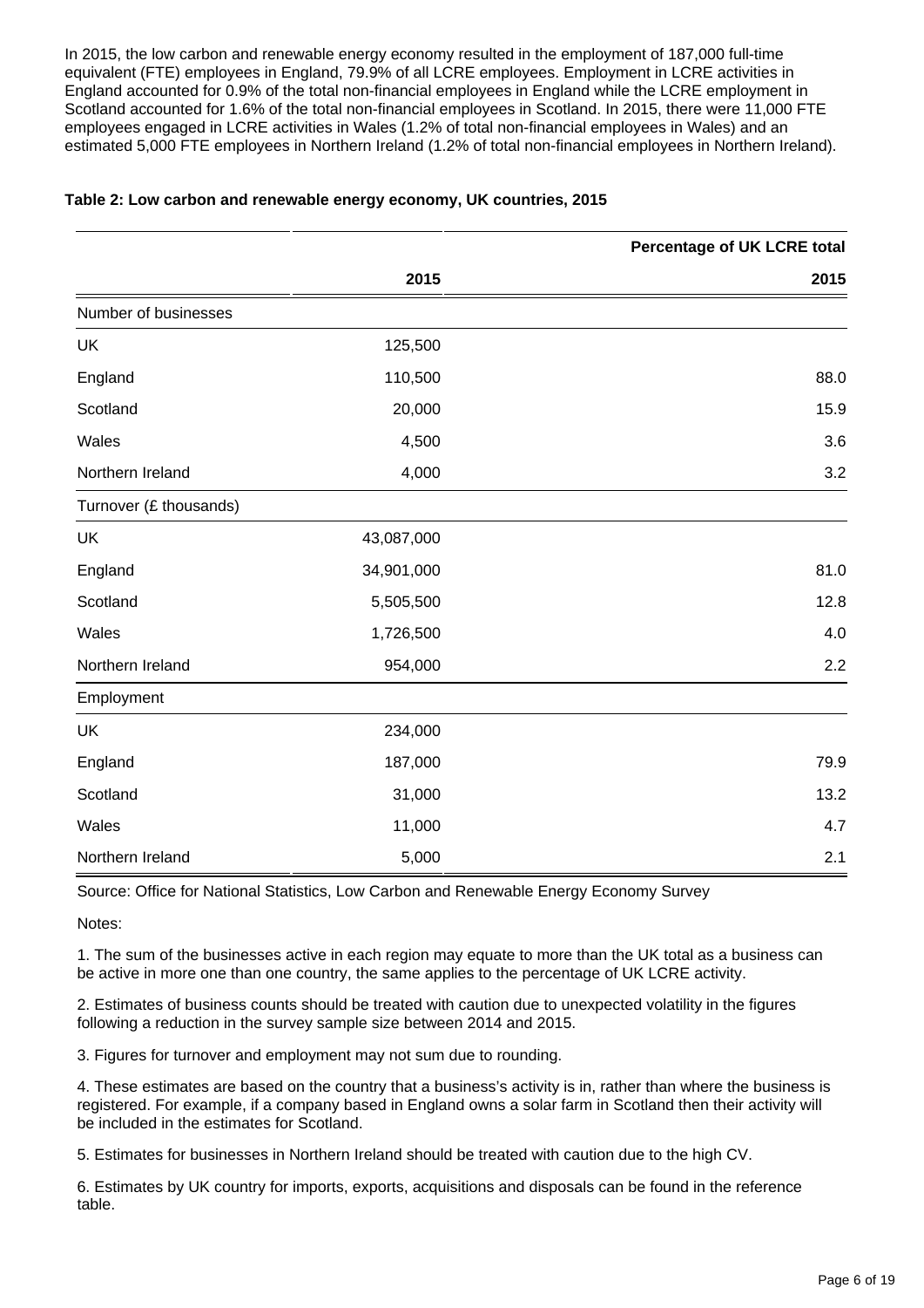In 2015, the low carbon and renewable energy economy resulted in the employment of 187,000 full-time equivalent (FTE) employees in England, 79.9% of all LCRE employees. Employment in LCRE activities in England accounted for 0.9% of the total non-financial employees in England while the LCRE employment in Scotland accounted for 1.6% of the total non-financial employees in Scotland. In 2015, there were 11,000 FTE employees engaged in LCRE activities in Wales (1.2% of total non-financial employees in Wales) and an estimated 5,000 FTE employees in Northern Ireland (1.2% of total non-financial employees in Northern Ireland).

**Table 2: Low carbon and renewable energy economy, UK countries, 2015**

| | | Percentage of UK LCRE total |
|---|---|---|
| | 2015 | 2015 |
| Number of businesses | | |
| UK | 125,500 | |
| England | 110,500 | 88.0 |
| Scotland | 20,000 | 15.9 |
| Wales | 4,500 | 3.6 |
| Northern Ireland | 4,000 | 3.2 |
| Turnover (£ thousands) | | |
| UK | 43,087,000 | |
| England | 34,901,000 | 81.0 |
| Scotland | 5,505,500 | 12.8 |
| Wales | 1,726,500 | 4.0 |
| Northern Ireland | 954,000 | 2.2 |
| Employment | | |
| UK | 234,000 | |
| England | 187,000 | 79.9 |
| Scotland | 31,000 | 13.2 |
| Wales | 11,000 | 4.7 |
| Northern Ireland | 5,000 | 2.1 |

Source: Office for National Statistics, Low Carbon and Renewable Energy Economy Survey

Notes:

1. The sum of the businesses active in each region may equate to more than the UK total as a business can be active in more one than one country, the same applies to the percentage of UK LCRE activity.

2. Estimates of business counts should be treated with caution due to unexpected volatility in the figures following a reduction in the survey sample size between 2014 and 2015.

3. Figures for turnover and employment may not sum due to rounding.

4. These estimates are based on the country that a business's activity is in, rather than where the business is registered. For example, if a company based in England owns a solar farm in Scotland then their activity will be included in the estimates for Scotland.

5. Estimates for businesses in Northern Ireland should be treated with caution due to the high CV.

6. Estimates by UK country for imports, exports, acquisitions and disposals can be found in the reference table.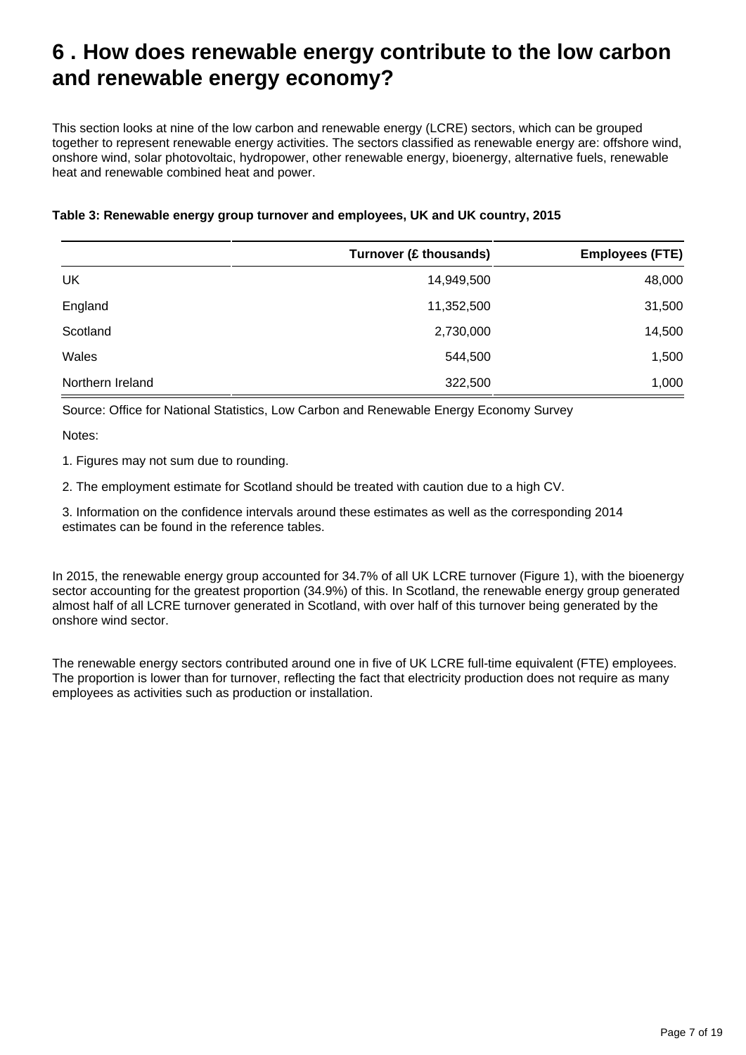# 6 . How does renewable energy contribute to the low carbon and renewable energy economy?

This section looks at nine of the low carbon and renewable energy (LCRE) sectors, which can be grouped together to represent renewable energy activities. The sectors classified as renewable energy are: offshore wind, onshore wind, solar photovoltaic, hydropower, other renewable energy, bioenergy, alternative fuels, renewable heat and renewable combined heat and power.

**Table 3: Renewable energy group turnover and employees, UK and UK country, 2015**

| | Turnover (£ thousands) | Employees (FTE) |
|---|---:|---:|
| UK | 14,949,500 | 48,000 |
| England | 11,352,500 | 31,500 |
| Scotland | 2,730,000 | 14,500 |
| Wales | 544,500 | 1,500 |
| Northern Ireland | 322,500 | 1,000 |

Source: Office for National Statistics, Low Carbon and Renewable Energy Economy Survey

Notes:

1. Figures may not sum due to rounding.

2. The employment estimate for Scotland should be treated with caution due to a high CV.

3. Information on the confidence intervals around these estimates as well as the corresponding 2014 estimates can be found in the reference tables.

In 2015, the renewable energy group accounted for 34.7% of all UK LCRE turnover (Figure 1), with the bioenergy sector accounting for the greatest proportion (34.9%) of this. In Scotland, the renewable energy group generated almost half of all LCRE turnover generated in Scotland, with over half of this turnover being generated by the onshore wind sector.

The renewable energy sectors contributed around one in five of UK LCRE full-time equivalent (FTE) employees. The proportion is lower than for turnover, reflecting the fact that electricity production does not require as many employees as activities such as production or installation.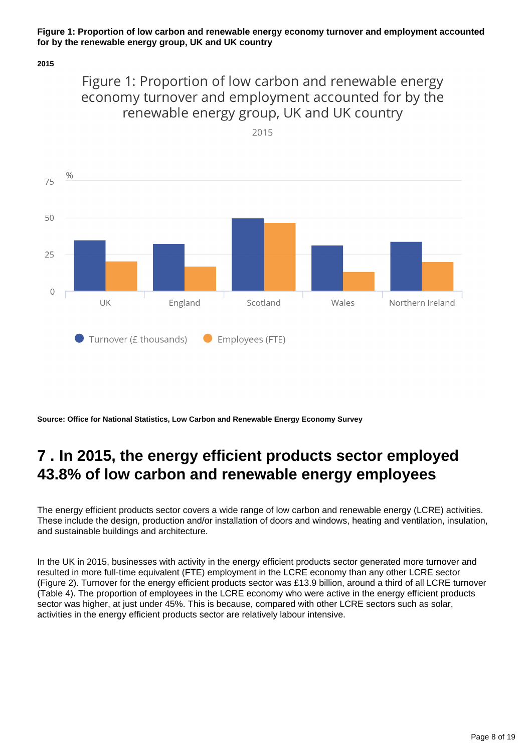**Figure 1: Proportion of low carbon and renewable energy economy turnover and employment accounted for by the renewable energy group, UK and UK country**

**2015**

**Source: Office for National Statistics, Low Carbon and Renewable Energy Economy Survey**

## 7 . In 2015, the energy efficient products sector employed 43.8% of low carbon and renewable energy employees

The energy efficient products sector covers a wide range of low carbon and renewable energy (LCRE) activities. These include the design, production and/or installation of doors and windows, heating and ventilation, insulation, and sustainable buildings and architecture.

In the UK in 2015, businesses with activity in the energy efficient products sector generated more turnover and resulted in more full-time equivalent (FTE) employment in the LCRE economy than any other LCRE sector (Figure 2). Turnover for the energy efficient products sector was £13.9 billion, around a third of all LCRE turnover (Table 4). The proportion of employees in the LCRE economy who were active in the energy efficient products sector was higher, at just under 45%. This is because, compared with other LCRE sectors such as solar, activities in the energy efficient products sector are relatively labour intensive.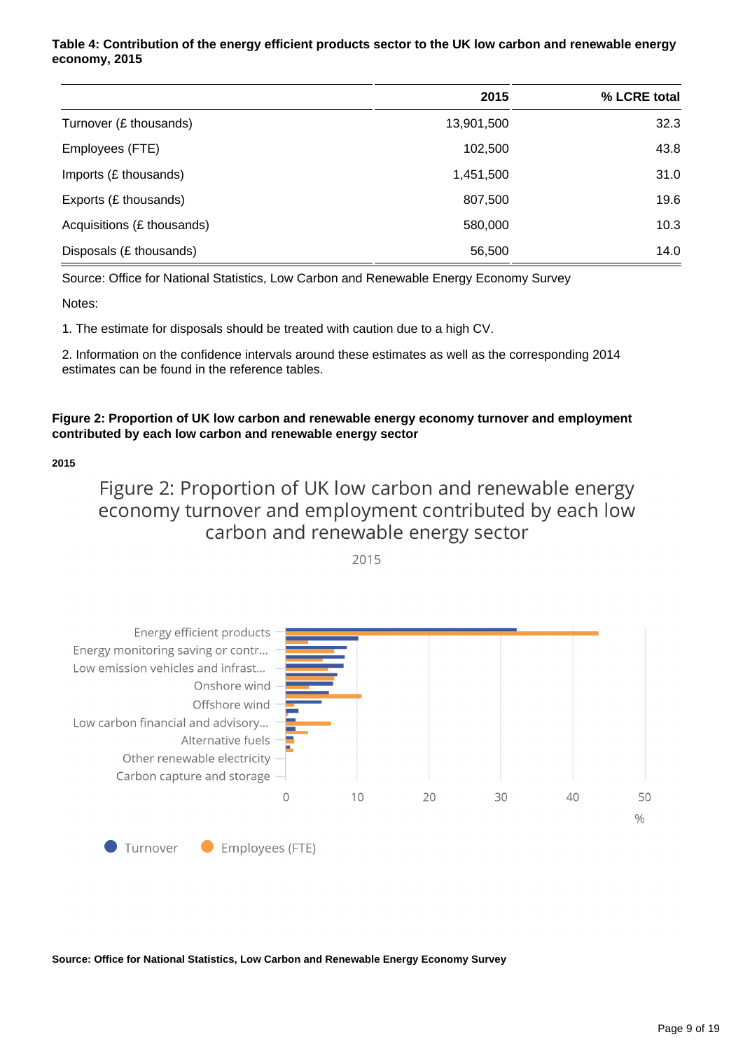**Table 4: Contribution of the energy efficient products sector to the UK low carbon and renewable energy economy, 2015**

| | 2015 | % LCRE total |
|---|---|---|
| Turnover (£ thousands) | 13,901,500 | 32.3 |
| Employees (FTE) | 102,500 | 43.8 |
| Imports (£ thousands) | 1,451,500 | 31.0 |
| Exports (£ thousands) | 807,500 | 19.6 |
| Acquisitions (£ thousands) | 580,000 | 10.3 |
| Disposals (£ thousands) | 56,500 | 14.0 |

Source: Office for National Statistics, Low Carbon and Renewable Energy Economy Survey

Notes:

1. The estimate for disposals should be treated with caution due to a high CV.

2. Information on the confidence intervals around these estimates as well as the corresponding 2014 estimates can be found in the reference tables.

**Figure 2: Proportion of UK low carbon and renewable energy economy turnover and employment contributed by each low carbon and renewable energy sector**

**2015**

Figure 2: Proportion of UK low carbon and renewable energy economy turnover and employment contributed by each low carbon and renewable energy sector

2015

Energy efficient products
Energy monitoring saving or contr...
Low emission vehicles and infrast...
Onshore wind
Offshore wind
Low carbon financial and advisory...
Alternative fuels
Other renewable electricity
Carbon capture and storage

0 10 20 30 40 50

%

Turnover  Employees (FTE)

**Source: Office for National Statistics, Low Carbon and Renewable Energy Economy Survey**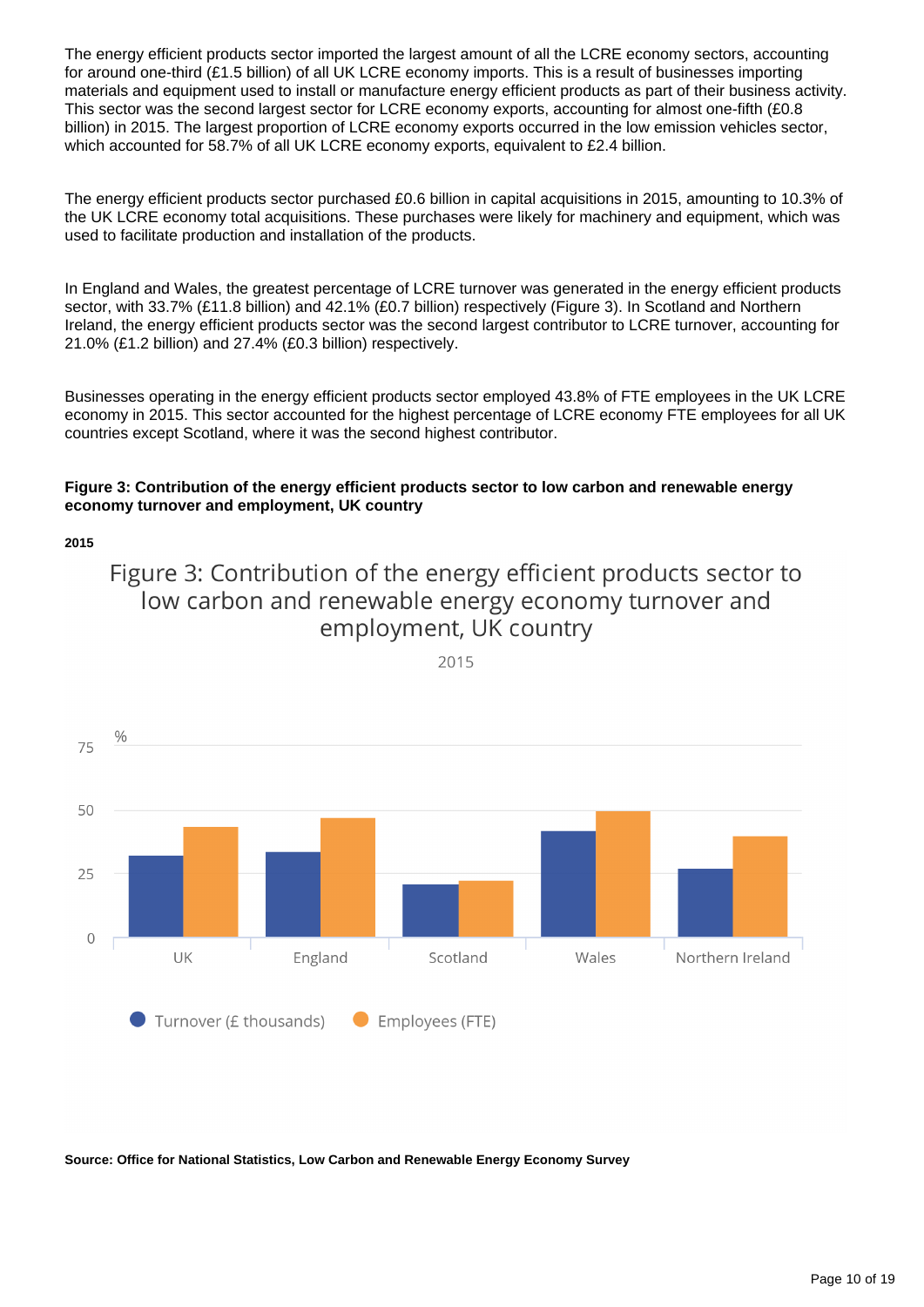The energy efficient products sector imported the largest amount of all the LCRE economy sectors, accounting for around one-third (£1.5 billion) of all UK LCRE economy imports. This is a result of businesses importing materials and equipment used to install or manufacture energy efficient products as part of their business activity. This sector was the second largest sector for LCRE economy exports, accounting for almost one-fifth (£0.8 billion) in 2015. The largest proportion of LCRE economy exports occurred in the low emission vehicles sector, which accounted for 58.7% of all UK LCRE economy exports, equivalent to £2.4 billion.

The energy efficient products sector purchased £0.6 billion in capital acquisitions in 2015, amounting to 10.3% of the UK LCRE economy total acquisitions. These purchases were likely for machinery and equipment, which was used to facilitate production and installation of the products.

In England and Wales, the greatest percentage of LCRE turnover was generated in the energy efficient products sector, with 33.7% (£11.8 billion) and 42.1% (£0.7 billion) respectively (Figure 3). In Scotland and Northern Ireland, the energy efficient products sector was the second largest contributor to LCRE turnover, accounting for 21.0% (£1.2 billion) and 27.4% (£0.3 billion) respectively.

Businesses operating in the energy efficient products sector employed 43.8% of FTE employees in the UK LCRE economy in 2015. This sector accounted for the highest percentage of LCRE economy FTE employees for all UK countries except Scotland, where it was the second highest contributor.

**Figure 3: Contribution of the energy efficient products sector to low carbon and renewable energy economy turnover and employment, UK country**

**2015**

Figure 3: Contribution of the energy efficient products sector to low carbon and renewable energy economy turnover and employment, UK country

2015

%

Legend: Turnover (£ thousands), Employees (FTE)

Countries: UK, England, Scotland, Wales, Northern Ireland

**Source: Office for National Statistics, Low Carbon and Renewable Energy Economy Survey**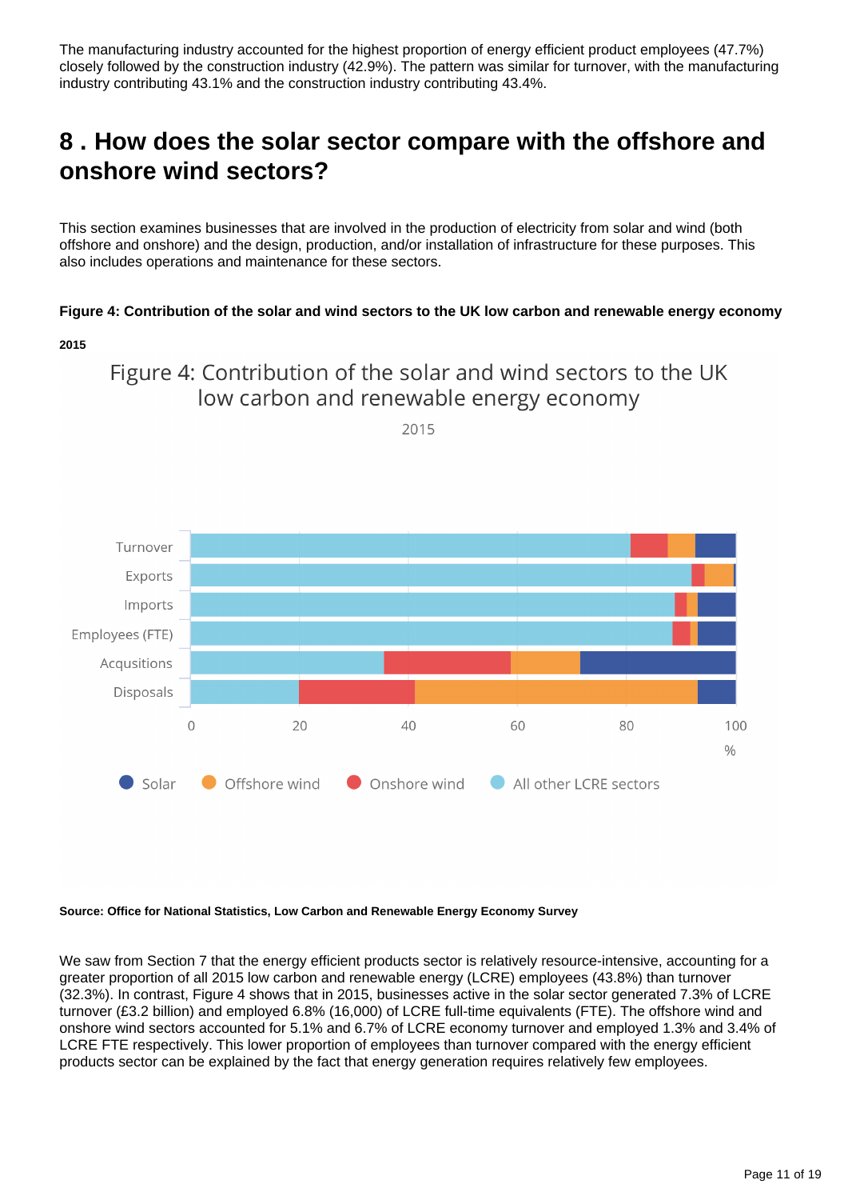The manufacturing industry accounted for the highest proportion of energy efficient product employees (47.7%) closely followed by the construction industry (42.9%). The pattern was similar for turnover, with the manufacturing industry contributing 43.1% and the construction industry contributing 43.4%.

## 8 . How does the solar sector compare with the offshore and onshore wind sectors?

This section examines businesses that are involved in the production of electricity from solar and wind (both offshore and onshore) and the design, production, and/or installation of infrastructure for these purposes. This also includes operations and maintenance for these sectors.

**Figure 4: Contribution of the solar and wind sectors to the UK low carbon and renewable energy economy**

**2015**

**Source: Office for National Statistics, Low Carbon and Renewable Energy Economy Survey**

We saw from Section 7 that the energy efficient products sector is relatively resource-intensive, accounting for a greater proportion of all 2015 low carbon and renewable energy (LCRE) employees (43.8%) than turnover (32.3%). In contrast, Figure 4 shows that in 2015, businesses active in the solar sector generated 7.3% of LCRE turnover (£3.2 billion) and employed 6.8% (16,000) of LCRE full-time equivalents (FTE). The offshore wind and onshore wind sectors accounted for 5.1% and 6.7% of LCRE economy turnover and employed 1.3% and 3.4% of LCRE FTE respectively. This lower proportion of employees than turnover compared with the energy efficient products sector can be explained by the fact that energy generation requires relatively few employees.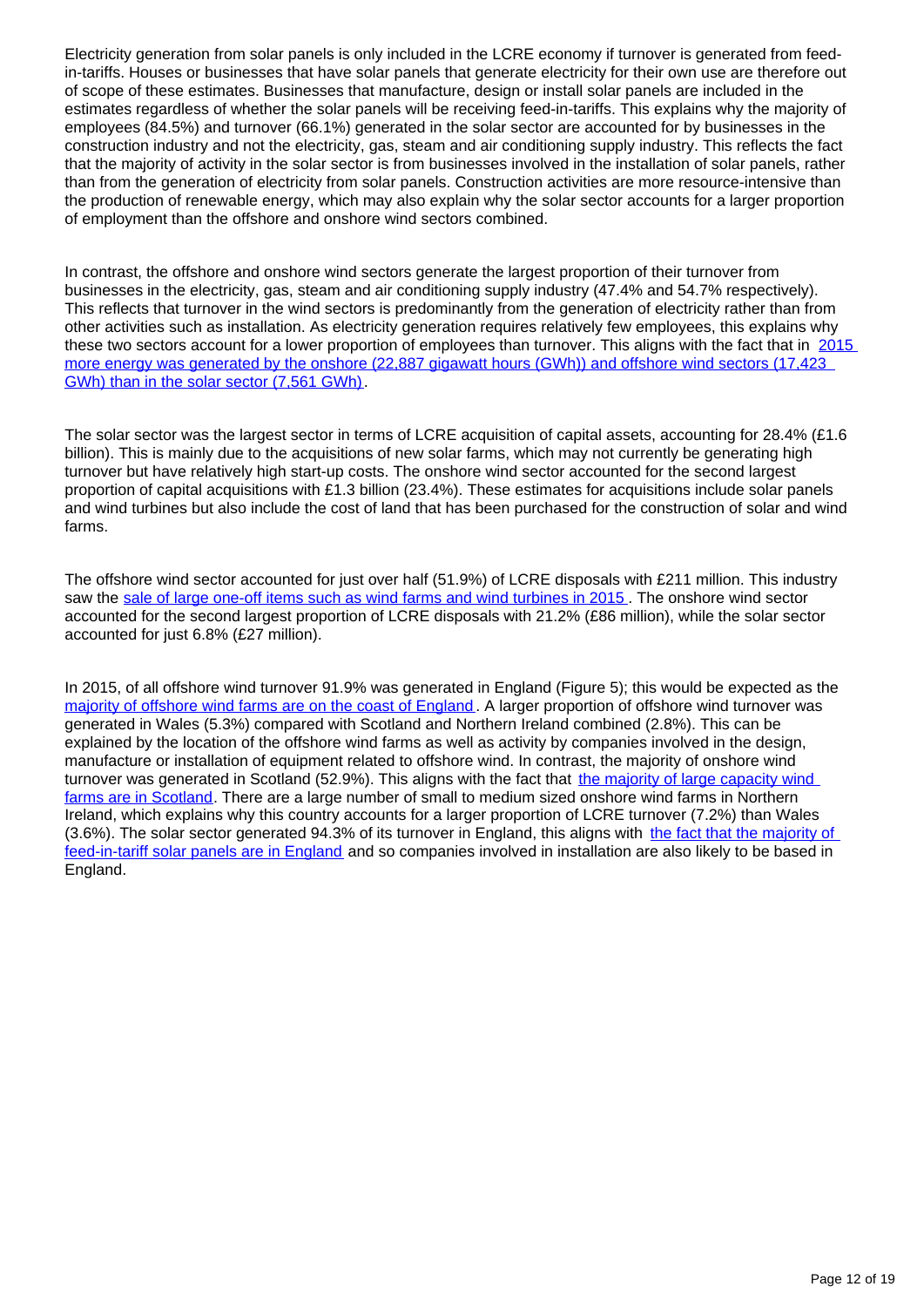Electricity generation from solar panels is only included in the LCRE economy if turnover is generated from feed-in-tariffs. Houses or businesses that have solar panels that generate electricity for their own use are therefore out of scope of these estimates. Businesses that manufacture, design or install solar panels are included in the estimates regardless of whether the solar panels will be receiving feed-in-tariffs. This explains why the majority of employees (84.5%) and turnover (66.1%) generated in the solar sector are accounted for by businesses in the construction industry and not the electricity, gas, steam and air conditioning supply industry. This reflects the fact that the majority of activity in the solar sector is from businesses involved in the installation of solar panels, rather than from the generation of electricity from solar panels. Construction activities are more resource-intensive than the production of renewable energy, which may also explain why the solar sector accounts for a larger proportion of employment than the offshore and onshore wind sectors combined.

In contrast, the offshore and onshore wind sectors generate the largest proportion of their turnover from businesses in the electricity, gas, steam and air conditioning supply industry (47.4% and 54.7% respectively). This reflects that turnover in the wind sectors is predominantly from the generation of electricity rather than from other activities such as installation. As electricity generation requires relatively few employees, this explains why these two sectors account for a lower proportion of employees than turnover. This aligns with the fact that in [2015 more energy was generated by the onshore (22,887 gigawatt hours (GWh)) and offshore wind sectors (17,423 GWh) than in the solar sector (7,561 GWh)](#).

The solar sector was the largest sector in terms of LCRE acquisition of capital assets, accounting for 28.4% (£1.6 billion). This is mainly due to the acquisitions of new solar farms, which may not currently be generating high turnover but have relatively high start-up costs. The onshore wind sector accounted for the second largest proportion of capital acquisitions with £1.3 billion (23.4%). These estimates for acquisitions include solar panels and wind turbines but also include the cost of land that has been purchased for the construction of solar and wind farms.

The offshore wind sector accounted for just over half (51.9%) of LCRE disposals with £211 million. This industry saw the [sale of large one-off items such as wind farms and wind turbines in 2015](#). The onshore wind sector accounted for the second largest proportion of LCRE disposals with 21.2% (£86 million), while the solar sector accounted for just 6.8% (£27 million).

In 2015, of all offshore wind turnover 91.9% was generated in England (Figure 5); this would be expected as the [majority of offshore wind farms are on the coast of England](#). A larger proportion of offshore wind turnover was generated in Wales (5.3%) compared with Scotland and Northern Ireland combined (2.8%). This can be explained by the location of the offshore wind farms as well as activity by companies involved in the design, manufacture or installation of equipment related to offshore wind. In contrast, the majority of onshore wind turnover was generated in Scotland (52.9%). This aligns with the fact that [the majority of large capacity wind farms are in Scotland](#). There are a large number of small to medium sized onshore wind farms in Northern Ireland, which explains why this country accounts for a larger proportion of LCRE turnover (7.2%) than Wales (3.6%). The solar sector generated 94.3% of its turnover in England, this aligns with [the fact that the majority of feed-in-tariff solar panels are in England](#) and so companies involved in installation are also likely to be based in England.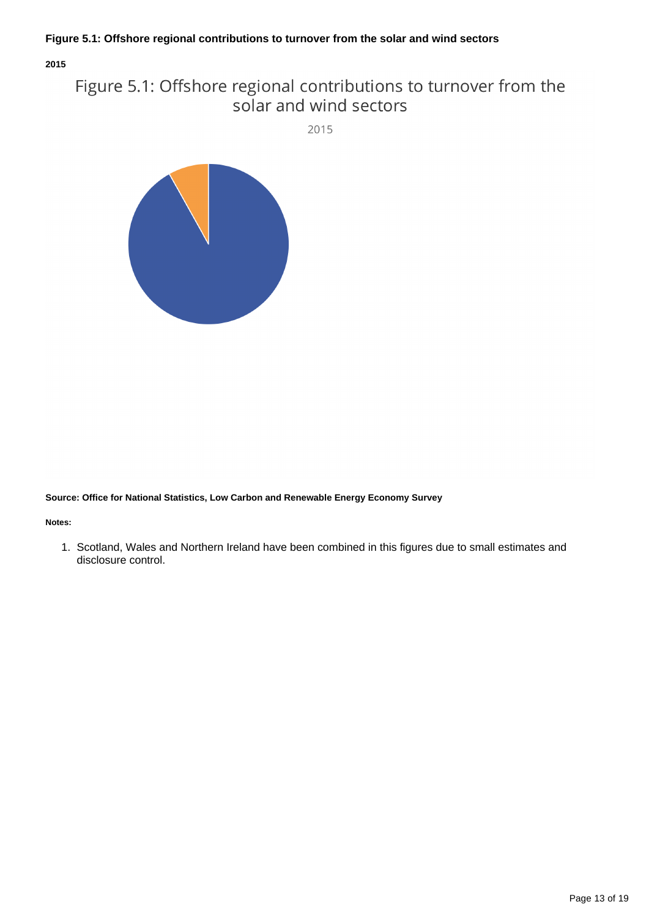**Figure 5.1: Offshore regional contributions to turnover from the solar and wind sectors**

**2015**

Figure 5.1: Offshore regional contributions to turnover from the solar and wind sectors

2015

**Source: Office for National Statistics, Low Carbon and Renewable Energy Economy Survey**

**Notes:**

1. Scotland, Wales and Northern Ireland have been combined in this figures due to small estimates and disclosure control.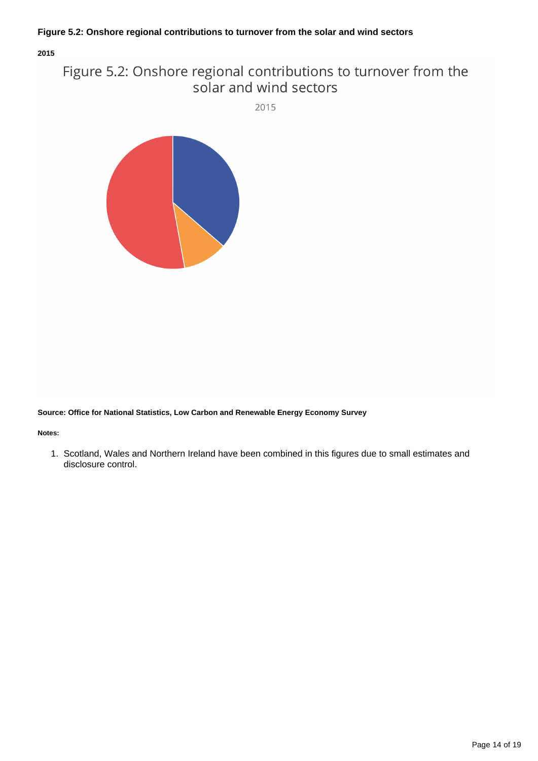**Figure 5.2: Onshore regional contributions to turnover from the solar and wind sectors**

**2015**

Figure 5.2: Onshore regional contributions to turnover from the solar and wind sectors

2015

**Source: Office for National Statistics, Low Carbon and Renewable Energy Economy Survey**

**Notes:**

1. Scotland, Wales and Northern Ireland have been combined in this figures due to small estimates and disclosure control.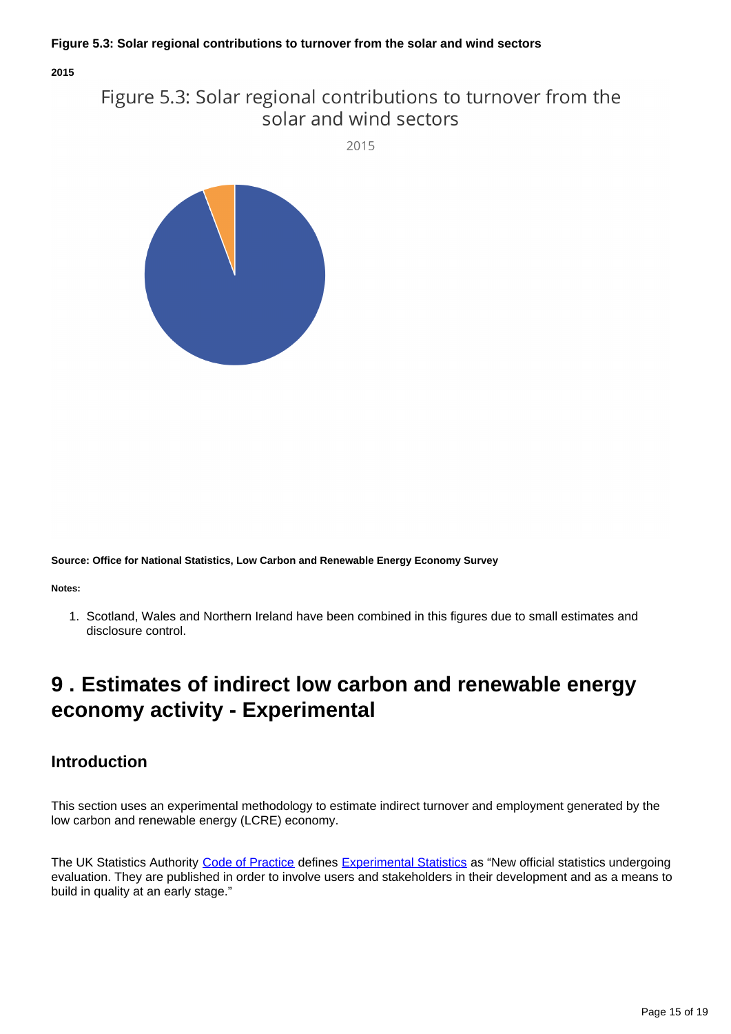**Figure 5.3: Solar regional contributions to turnover from the solar and wind sectors**

**2015**

**Source: Office for National Statistics, Low Carbon and Renewable Energy Economy Survey**

**Notes:**

1. Scotland, Wales and Northern Ireland have been combined in this figures due to small estimates and disclosure control.

# 9 . Estimates of indirect low carbon and renewable energy economy activity - Experimental

## Introduction

This section uses an experimental methodology to estimate indirect turnover and employment generated by the low carbon and renewable energy (LCRE) economy.

The UK Statistics Authority Code of Practice defines Experimental Statistics as "New official statistics undergoing evaluation. They are published in order to involve users and stakeholders in their development and as a means to build in quality at an early stage."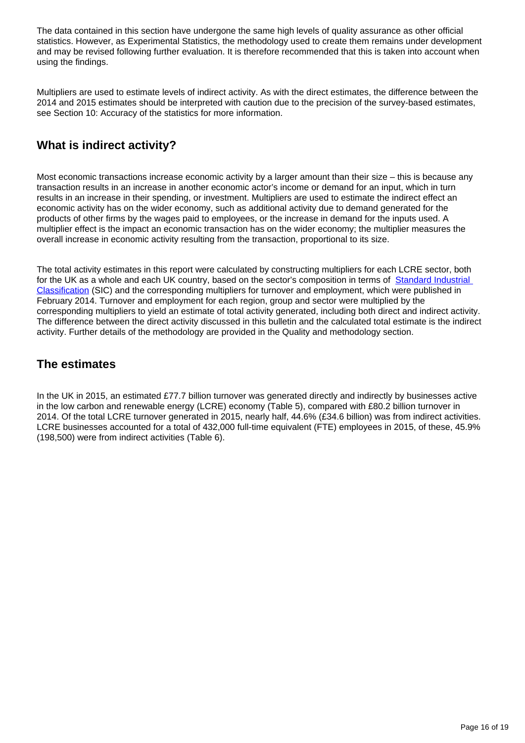The data contained in this section have undergone the same high levels of quality assurance as other official statistics. However, as Experimental Statistics, the methodology used to create them remains under development and may be revised following further evaluation. It is therefore recommended that this is taken into account when using the findings.

Multipliers are used to estimate levels of indirect activity. As with the direct estimates, the difference between the 2014 and 2015 estimates should be interpreted with caution due to the precision of the survey-based estimates, see Section 10: Accuracy of the statistics for more information.

## What is indirect activity?

Most economic transactions increase economic activity by a larger amount than their size – this is because any transaction results in an increase in another economic actor's income or demand for an input, which in turn results in an increase in their spending, or investment. Multipliers are used to estimate the indirect effect an economic activity has on the wider economy, such as additional activity due to demand generated for the products of other firms by the wages paid to employees, or the increase in demand for the inputs used. A multiplier effect is the impact an economic transaction has on the wider economy; the multiplier measures the overall increase in economic activity resulting from the transaction, proportional to its size.

The total activity estimates in this report were calculated by constructing multipliers for each LCRE sector, both for the UK as a whole and each UK country, based on the sector's composition in terms of Standard Industrial Classification (SIC) and the corresponding multipliers for turnover and employment, which were published in February 2014. Turnover and employment for each region, group and sector were multiplied by the corresponding multipliers to yield an estimate of total activity generated, including both direct and indirect activity. The difference between the direct activity discussed in this bulletin and the calculated total estimate is the indirect activity. Further details of the methodology are provided in the Quality and methodology section.

## The estimates

In the UK in 2015, an estimated £77.7 billion turnover was generated directly and indirectly by businesses active in the low carbon and renewable energy (LCRE) economy (Table 5), compared with £80.2 billion turnover in 2014. Of the total LCRE turnover generated in 2015, nearly half, 44.6% (£34.6 billion) was from indirect activities. LCRE businesses accounted for a total of 432,000 full-time equivalent (FTE) employees in 2015, of these, 45.9% (198,500) were from indirect activities (Table 6).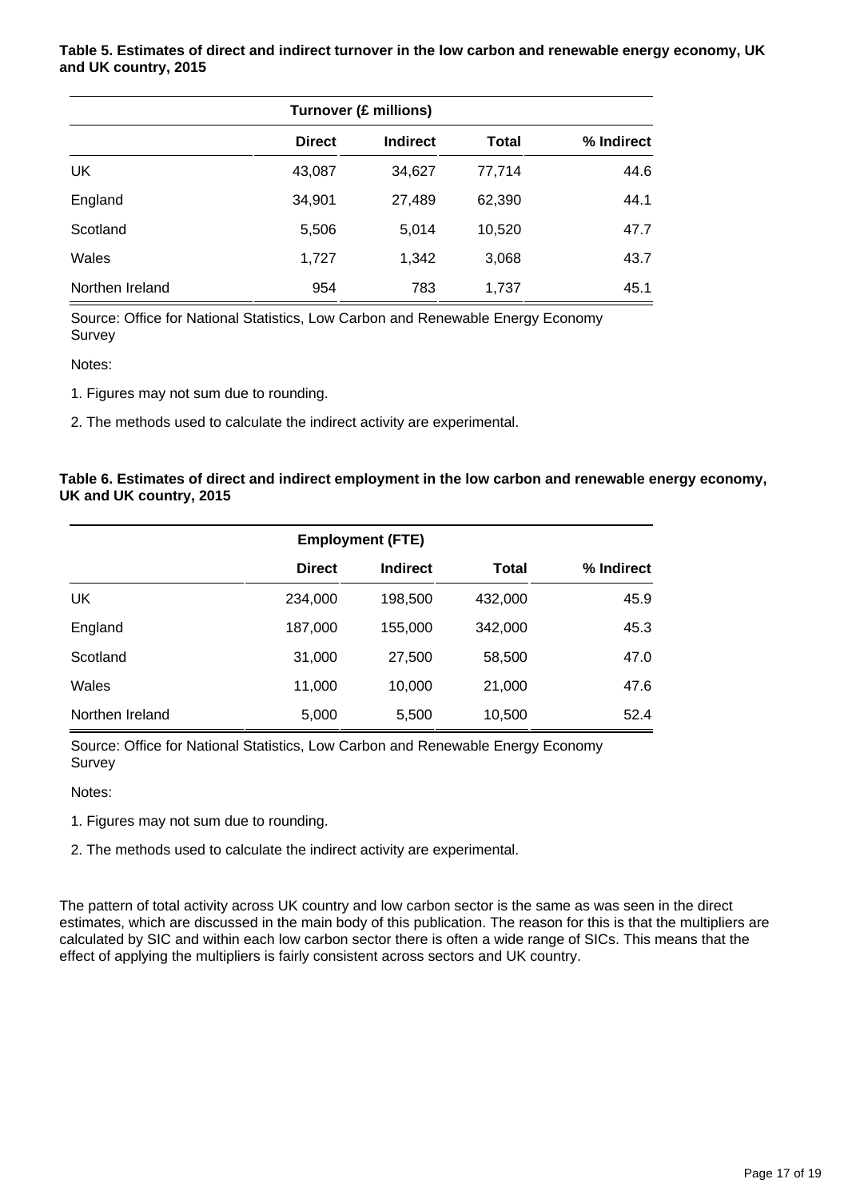**Table 5. Estimates of direct and indirect turnover in the low carbon and renewable energy economy, UK and UK country, 2015**

| | Turnover (£ millions) | | | |
|---|---|---|---|---|
| | **Direct** | **Indirect** | **Total** | **% Indirect** |
| UK | 43,087 | 34,627 | 77,714 | 44.6 |
| England | 34,901 | 27,489 | 62,390 | 44.1 |
| Scotland | 5,506 | 5,014 | 10,520 | 47.7 |
| Wales | 1,727 | 1,342 | 3,068 | 43.7 |
| Northen Ireland | 954 | 783 | 1,737 | 45.1 |

Source: Office for National Statistics, Low Carbon and Renewable Energy Economy Survey

Notes:

1. Figures may not sum due to rounding.

2. The methods used to calculate the indirect activity are experimental.

**Table 6. Estimates of direct and indirect employment in the low carbon and renewable energy economy, UK and UK country, 2015**

| | Employment (FTE) | | | |
|---|---|---|---|---|
| | **Direct** | **Indirect** | **Total** | **% Indirect** |
| UK | 234,000 | 198,500 | 432,000 | 45.9 |
| England | 187,000 | 155,000 | 342,000 | 45.3 |
| Scotland | 31,000 | 27,500 | 58,500 | 47.0 |
| Wales | 11,000 | 10,000 | 21,000 | 47.6 |
| Northen Ireland | 5,000 | 5,500 | 10,500 | 52.4 |

Source: Office for National Statistics, Low Carbon and Renewable Energy Economy Survey

Notes:

1. Figures may not sum due to rounding.

2. The methods used to calculate the indirect activity are experimental.

The pattern of total activity across UK country and low carbon sector is the same as was seen in the direct estimates, which are discussed in the main body of this publication. The reason for this is that the multipliers are calculated by SIC and within each low carbon sector there is often a wide range of SICs. This means that the effect of applying the multipliers is fairly consistent across sectors and UK country.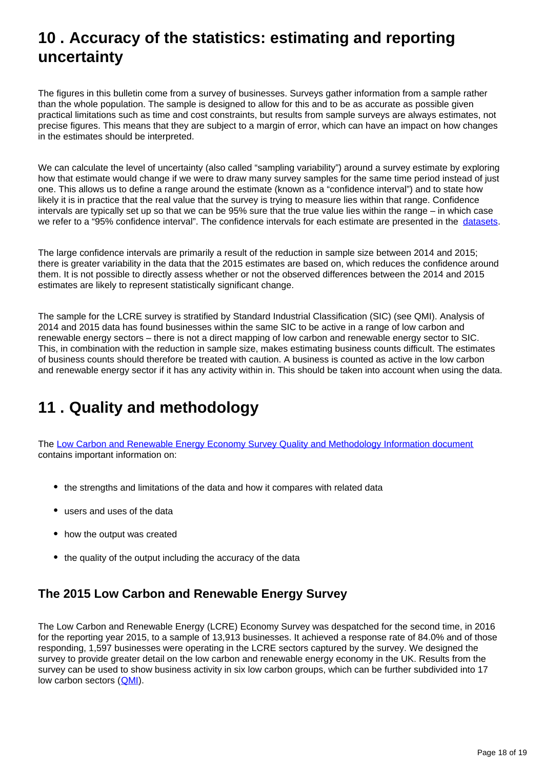## 10 . Accuracy of the statistics: estimating and reporting uncertainty

The figures in this bulletin come from a survey of businesses. Surveys gather information from a sample rather than the whole population. The sample is designed to allow for this and to be as accurate as possible given practical limitations such as time and cost constraints, but results from sample surveys are always estimates, not precise figures. This means that they are subject to a margin of error, which can have an impact on how changes in the estimates should be interpreted.

We can calculate the level of uncertainty (also called "sampling variability") around a survey estimate by exploring how that estimate would change if we were to draw many survey samples for the same time period instead of just one. This allows us to define a range around the estimate (known as a "confidence interval") and to state how likely it is in practice that the real value that the survey is trying to measure lies within that range. Confidence intervals are typically set up so that we can be 95% sure that the true value lies within the range – in which case we refer to a "95% confidence interval". The confidence intervals for each estimate are presented in the datasets.

The large confidence intervals are primarily a result of the reduction in sample size between 2014 and 2015; there is greater variability in the data that the 2015 estimates are based on, which reduces the confidence around them. It is not possible to directly assess whether or not the observed differences between the 2014 and 2015 estimates are likely to represent statistically significant change.

The sample for the LCRE survey is stratified by Standard Industrial Classification (SIC) (see QMI). Analysis of 2014 and 2015 data has found businesses within the same SIC to be active in a range of low carbon and renewable energy sectors – there is not a direct mapping of low carbon and renewable energy sector to SIC. This, in combination with the reduction in sample size, makes estimating business counts difficult. The estimates of business counts should therefore be treated with caution. A business is counted as active in the low carbon and renewable energy sector if it has any activity within in. This should be taken into account when using the data.

## 11 . Quality and methodology

The Low Carbon and Renewable Energy Economy Survey Quality and Methodology Information document contains important information on:

- the strengths and limitations of the data and how it compares with related data
- users and uses of the data
- how the output was created
- the quality of the output including the accuracy of the data

### The 2015 Low Carbon and Renewable Energy Survey

The Low Carbon and Renewable Energy (LCRE) Economy Survey was despatched for the second time, in 2016 for the reporting year 2015, to a sample of 13,913 businesses. It achieved a response rate of 84.0% and of those responding, 1,597 businesses were operating in the LCRE sectors captured by the survey. We designed the survey to provide greater detail on the low carbon and renewable energy economy in the UK. Results from the survey can be used to show business activity in six low carbon groups, which can be further subdivided into 17 low carbon sectors (QMI).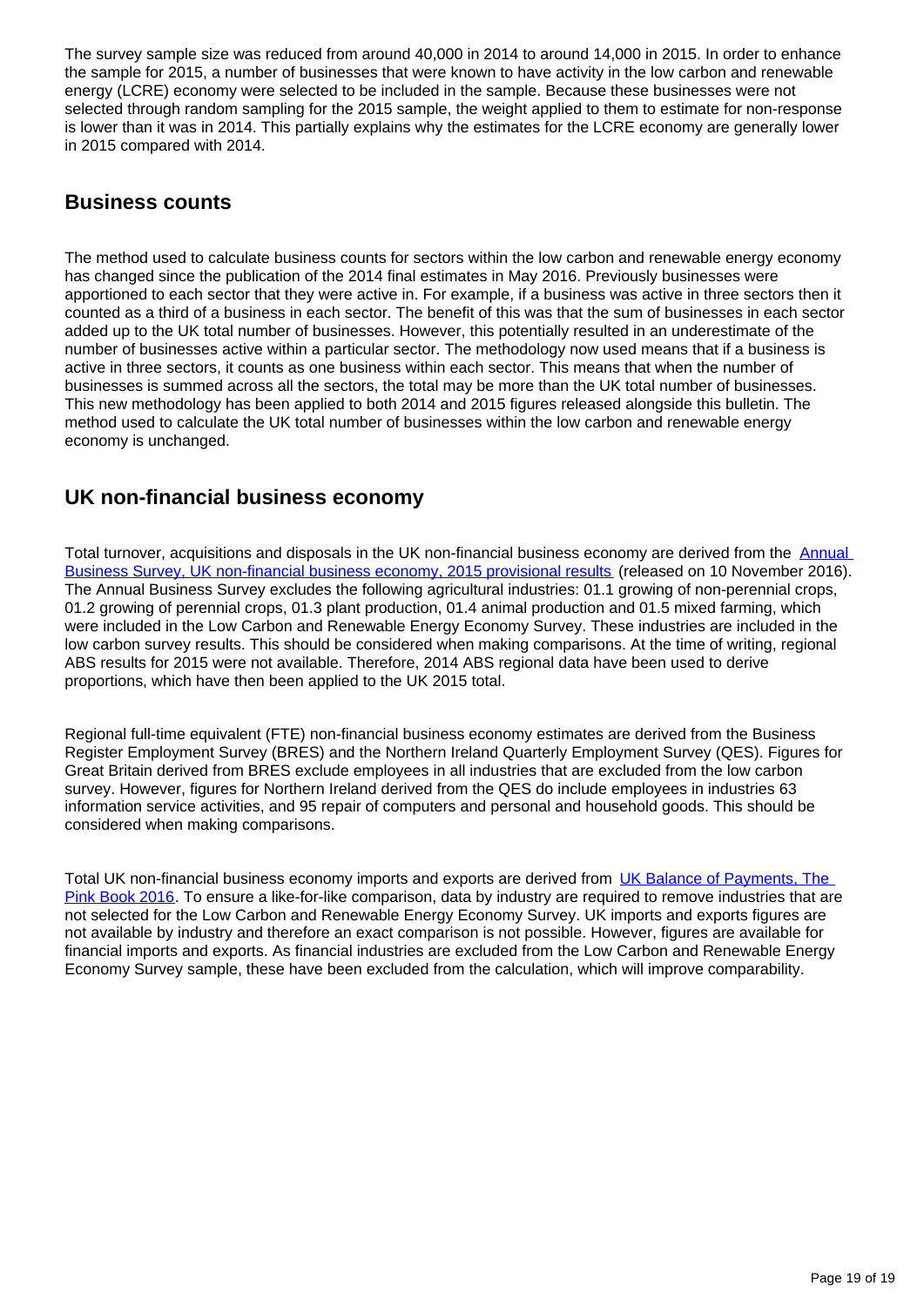The survey sample size was reduced from around 40,000 in 2014 to around 14,000 in 2015. In order to enhance the sample for 2015, a number of businesses that were known to have activity in the low carbon and renewable energy (LCRE) economy were selected to be included in the sample. Because these businesses were not selected through random sampling for the 2015 sample, the weight applied to them to estimate for non-response is lower than it was in 2014. This partially explains why the estimates for the LCRE economy are generally lower in 2015 compared with 2014.

## Business counts

The method used to calculate business counts for sectors within the low carbon and renewable energy economy has changed since the publication of the 2014 final estimates in May 2016. Previously businesses were apportioned to each sector that they were active in. For example, if a business was active in three sectors then it counted as a third of a business in each sector. The benefit of this was that the sum of businesses in each sector added up to the UK total number of businesses. However, this potentially resulted in an underestimate of the number of businesses active within a particular sector. The methodology now used means that if a business is active in three sectors, it counts as one business within each sector. This means that when the number of businesses is summed across all the sectors, the total may be more than the UK total number of businesses. This new methodology has been applied to both 2014 and 2015 figures released alongside this bulletin. The method used to calculate the UK total number of businesses within the low carbon and renewable energy economy is unchanged.

## UK non-financial business economy

Total turnover, acquisitions and disposals in the UK non-financial business economy are derived from the Annual Business Survey, UK non-financial business economy, 2015 provisional results (released on 10 November 2016). The Annual Business Survey excludes the following agricultural industries: 01.1 growing of non-perennial crops, 01.2 growing of perennial crops, 01.3 plant production, 01.4 animal production and 01.5 mixed farming, which were included in the Low Carbon and Renewable Energy Economy Survey. These industries are included in the low carbon survey results. This should be considered when making comparisons. At the time of writing, regional ABS results for 2015 were not available. Therefore, 2014 ABS regional data have been used to derive proportions, which have then been applied to the UK 2015 total.

Regional full-time equivalent (FTE) non-financial business economy estimates are derived from the Business Register Employment Survey (BRES) and the Northern Ireland Quarterly Employment Survey (QES). Figures for Great Britain derived from BRES exclude employees in all industries that are excluded from the low carbon survey. However, figures for Northern Ireland derived from the QES do include employees in industries 63 information service activities, and 95 repair of computers and personal and household goods. This should be considered when making comparisons.

Total UK non-financial business economy imports and exports are derived from UK Balance of Payments, The Pink Book 2016. To ensure a like-for-like comparison, data by industry are required to remove industries that are not selected for the Low Carbon and Renewable Energy Economy Survey. UK imports and exports figures are not available by industry and therefore an exact comparison is not possible. However, figures are available for financial imports and exports. As financial industries are excluded from the Low Carbon and Renewable Energy Economy Survey sample, these have been excluded from the calculation, which will improve comparability.